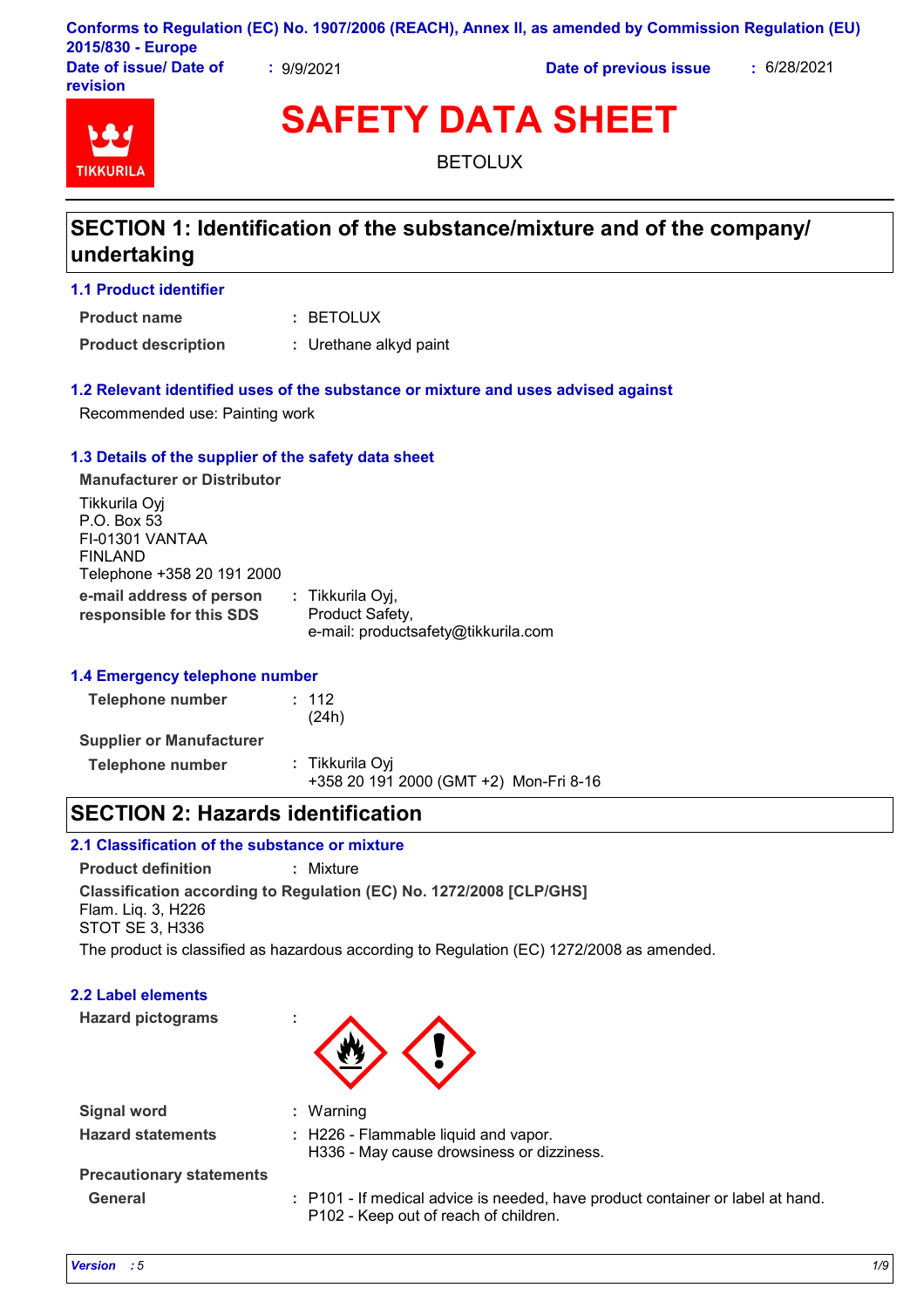**Conforms to Regulation (EC) No. 1907/2006 (REACH), Annex II, as amended by Commission Regulation (EU) 2015/830 - Europe**

**Date of issue/ Date of revision** : 9/9/2021 **Date of previous issue** : 6/28/2021

# SAFETY DATA SHEET

BETOLUX

## SECTION 1: Identification of the substance/mixture and of the company/undertaking

### 1.1 Product identifier

**Product name** : BETOLUX

**Product description** : Urethane alkyd paint

### 1.2 Relevant identified uses of the substance or mixture and uses advised against

Recommended use: Painting work

### 1.3 Details of the supplier of the safety data sheet

**Manufacturer or Distributor**

Tikkurila Oyj
P.O. Box 53
FI-01301 VANTAA
FINLAND
Telephone +358 20 191 2000

**e-mail address of person responsible for this SDS** : Tikkurila Oyj,
Product Safety,
e-mail: productsafety@tikkurila.com

### 1.4 Emergency telephone number

**Telephone number** : 112
(24h)

**Supplier or Manufacturer**

**Telephone number** : Tikkurila Oyj
+358 20 191 2000 (GMT +2) Mon-Fri 8-16

## SECTION 2: Hazards identification

### 2.1 Classification of the substance or mixture

**Product definition** : Mixture

**Classification according to Regulation (EC) No. 1272/2008 [CLP/GHS]**

Flam. Liq. 3, H226
STOT SE 3, H336

The product is classified as hazardous according to Regulation (EC) 1272/2008 as amended.

### 2.2 Label elements

**Hazard pictograms** :

**Signal word** : Warning

**Hazard statements** : H226 - Flammable liquid and vapor.
H336 - May cause drowsiness or dizziness.

**Precautionary statements**

**General** : P101 - If medical advice is needed, have product container or label at hand.
P102 - Keep out of reach of children.

*Version : 5*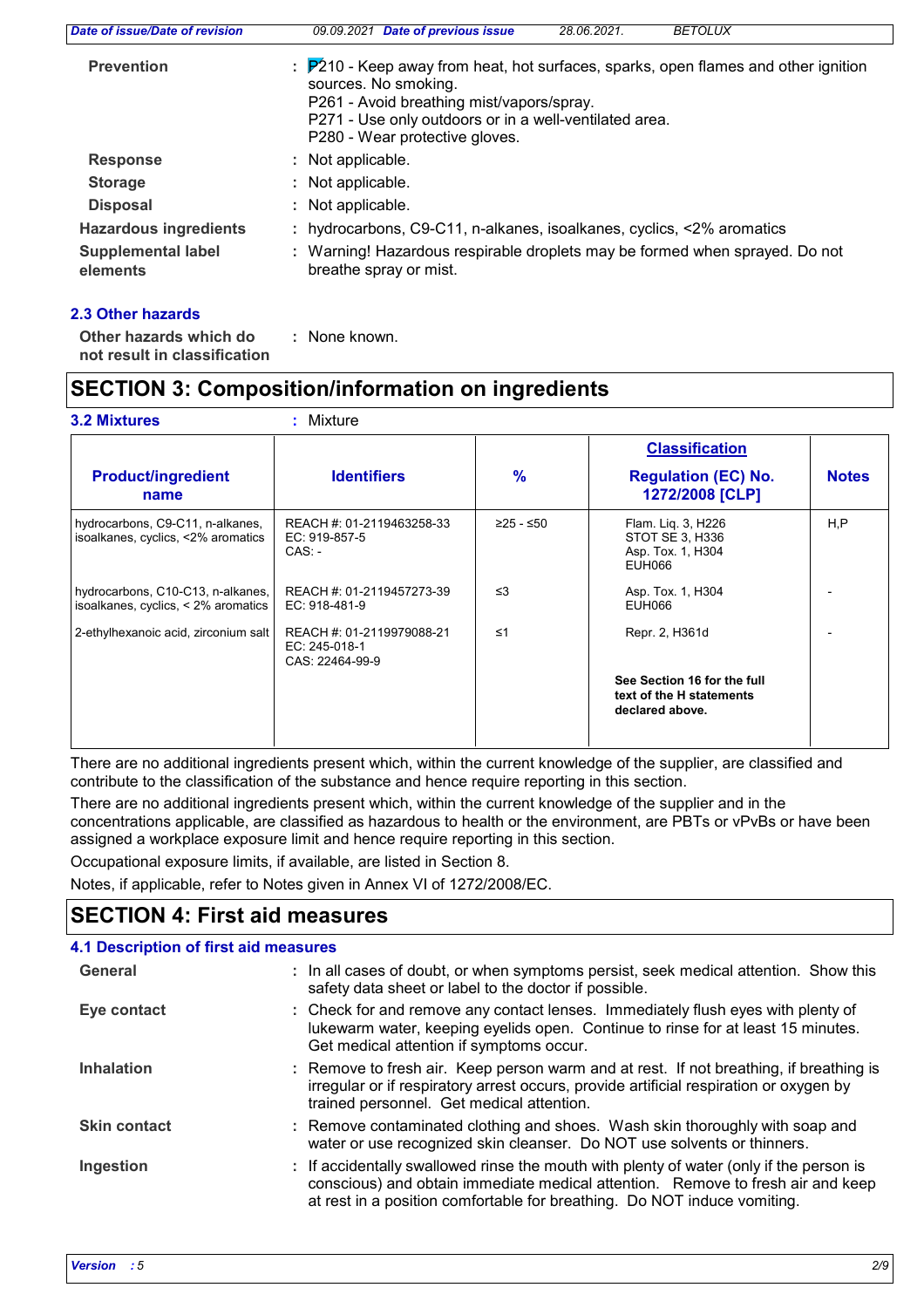| | |
|---|---|
| **Prevention** | : P210 - Keep away from heat, hot surfaces, sparks, open flames and other ignition sources. No smoking.<br>P261 - Avoid breathing mist/vapors/spray.<br>P271 - Use only outdoors or in a well-ventilated area.<br>P280 - Wear protective gloves. |
| **Response** | : Not applicable. |
| **Storage** | : Not applicable. |
| **Disposal** | : Not applicable. |
| **Hazardous ingredients** | : hydrocarbons, C9-C11, n-alkanes, isoalkanes, cyclics, <2% aromatics |
| **Supplemental label elements** | : Warning! Hazardous respirable droplets may be formed when sprayed. Do not breathe spray or mist. |

### 2.3 Other hazards

**Other hazards which do not result in classification** : None known.

## SECTION 3: Composition/information on ingredients

**3.2 Mixtures** : Mixture

| Product/ingredient name | Identifiers | % | Classification<br>Regulation (EC) No. 1272/2008 [CLP] | Notes |
|---|---|---|---|---|
| hydrocarbons, C9-C11, n-alkanes, isoalkanes, cyclics, <2% aromatics | REACH #: 01-2119463258-33<br>EC: 919-857-5<br>CAS: - | ≥25 - ≤50 | Flam. Liq. 3, H226<br>STOT SE 3, H336<br>Asp. Tox. 1, H304<br>EUH066 | H,P |
| hydrocarbons, C10-C13, n-alkanes, isoalkanes, cyclics, < 2% aromatics | REACH #: 01-2119457273-39<br>EC: 918-481-9 | ≤3 | Asp. Tox. 1, H304<br>EUH066 | - |
| 2-ethylhexanoic acid, zirconium salt | REACH #: 01-2119979088-21<br>EC: 245-018-1<br>CAS: 22464-99-9 | ≤1 | Repr. 2, H361d | - |
| | | | **See Section 16 for the full text of the H statements declared above.** | |

There are no additional ingredients present which, within the current knowledge of the supplier, are classified and contribute to the classification of the substance and hence require reporting in this section.

There are no additional ingredients present which, within the current knowledge of the supplier and in the concentrations applicable, are classified as hazardous to health or the environment, are PBTs or vPvBs or have been assigned a workplace exposure limit and hence require reporting in this section.

Occupational exposure limits, if available, are listed in Section 8.

Notes, if applicable, refer to Notes given in Annex VI of 1272/2008/EC.

## SECTION 4: First aid measures

### 4.1 Description of first aid measures

| | |
|---|---|
| **General** | : In all cases of doubt, or when symptoms persist, seek medical attention. Show this safety data sheet or label to the doctor if possible. |
| **Eye contact** | : Check for and remove any contact lenses. Immediately flush eyes with plenty of lukewarm water, keeping eyelids open. Continue to rinse for at least 15 minutes. Get medical attention if symptoms occur. |
| **Inhalation** | : Remove to fresh air. Keep person warm and at rest. If not breathing, if breathing is irregular or if respiratory arrest occurs, provide artificial respiration or oxygen by trained personnel. Get medical attention. |
| **Skin contact** | : Remove contaminated clothing and shoes. Wash skin thoroughly with soap and water or use recognized skin cleanser. Do NOT use solvents or thinners. |
| **Ingestion** | : If accidentally swallowed rinse the mouth with plenty of water (only if the person is conscious) and obtain immediate medical attention. Remove to fresh air and keep at rest in a position comfortable for breathing. Do NOT induce vomiting. |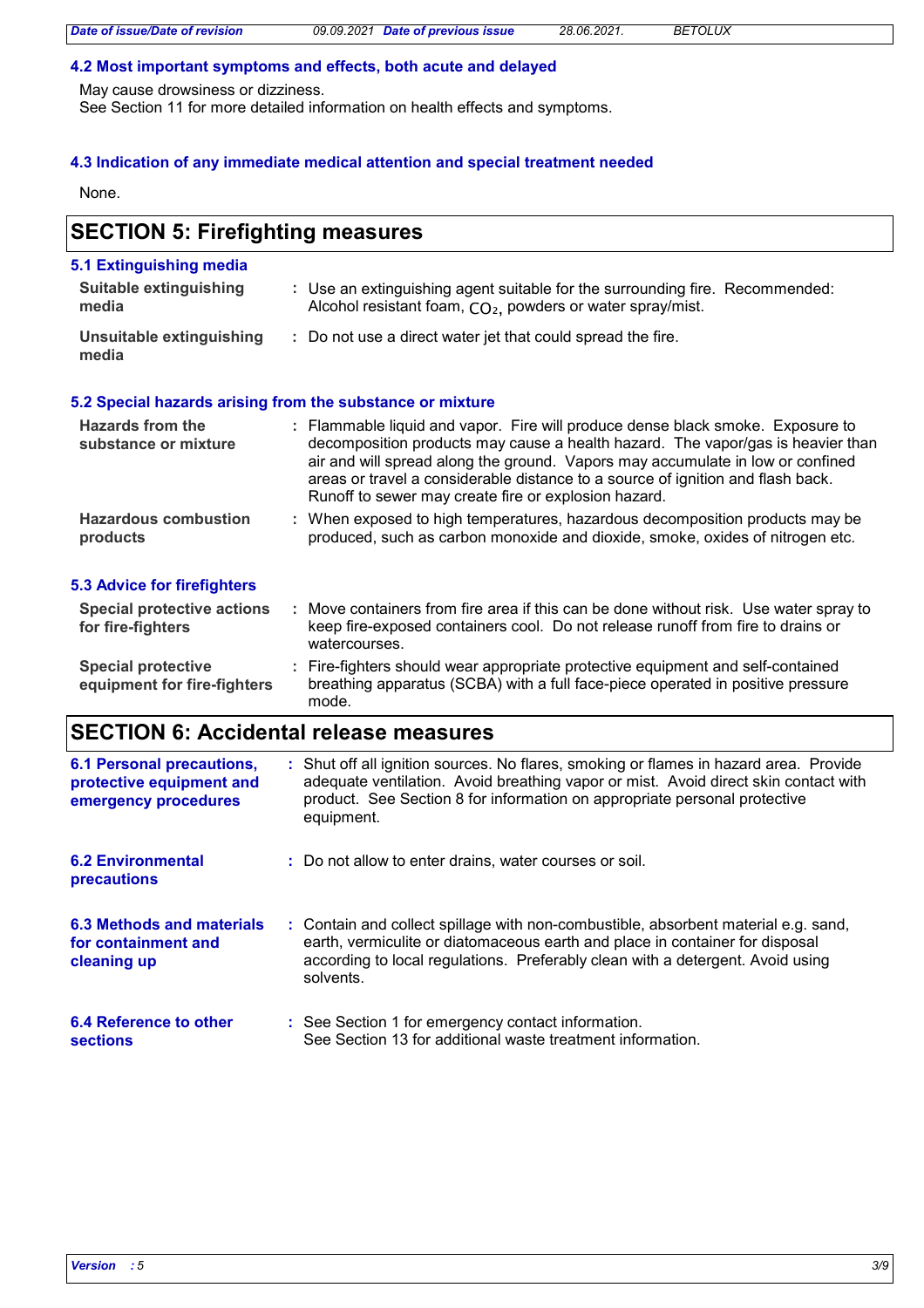### 4.2 Most important symptoms and effects, both acute and delayed

May cause drowsiness or dizziness.
See Section 11 for more detailed information on health effects and symptoms.

### 4.3 Indication of any immediate medical attention and special treatment needed

None.

## SECTION 5: Firefighting measures

### 5.1 Extinguishing media

**Suitable extinguishing media** : Use an extinguishing agent suitable for the surrounding fire. Recommended: Alcohol resistant foam, $CO_2$, powders or water spray/mist.

**Unsuitable extinguishing media** : Do not use a direct water jet that could spread the fire.

### 5.2 Special hazards arising from the substance or mixture

**Hazards from the substance or mixture** : Flammable liquid and vapor. Fire will produce dense black smoke. Exposure to decomposition products may cause a health hazard. The vapor/gas is heavier than air and will spread along the ground. Vapors may accumulate in low or confined areas or travel a considerable distance to a source of ignition and flash back. Runoff to sewer may create fire or explosion hazard.

**Hazardous combustion products** : When exposed to high temperatures, hazardous decomposition products may be produced, such as carbon monoxide and dioxide, smoke, oxides of nitrogen etc.

### 5.3 Advice for firefighters

**Special protective actions for fire-fighters** : Move containers from fire area if this can be done without risk. Use water spray to keep fire-exposed containers cool. Do not release runoff from fire to drains or watercourses.

**Special protective equipment for fire-fighters** : Fire-fighters should wear appropriate protective equipment and self-contained breathing apparatus (SCBA) with a full face-piece operated in positive pressure mode.

## SECTION 6: Accidental release measures

**6.1 Personal precautions, protective equipment and emergency procedures** : Shut off all ignition sources. No flares, smoking or flames in hazard area. Provide adequate ventilation. Avoid breathing vapor or mist. Avoid direct skin contact with product. See Section 8 for information on appropriate personal protective equipment.

**6.2 Environmental precautions** : Do not allow to enter drains, water courses or soil.

**6.3 Methods and materials for containment and cleaning up** : Contain and collect spillage with non-combustible, absorbent material e.g. sand, earth, vermiculite or diatomaceous earth and place in container for disposal according to local regulations. Preferably clean with a detergent. Avoid using solvents.

**6.4 Reference to other sections** : See Section 1 for emergency contact information.
See Section 13 for additional waste treatment information.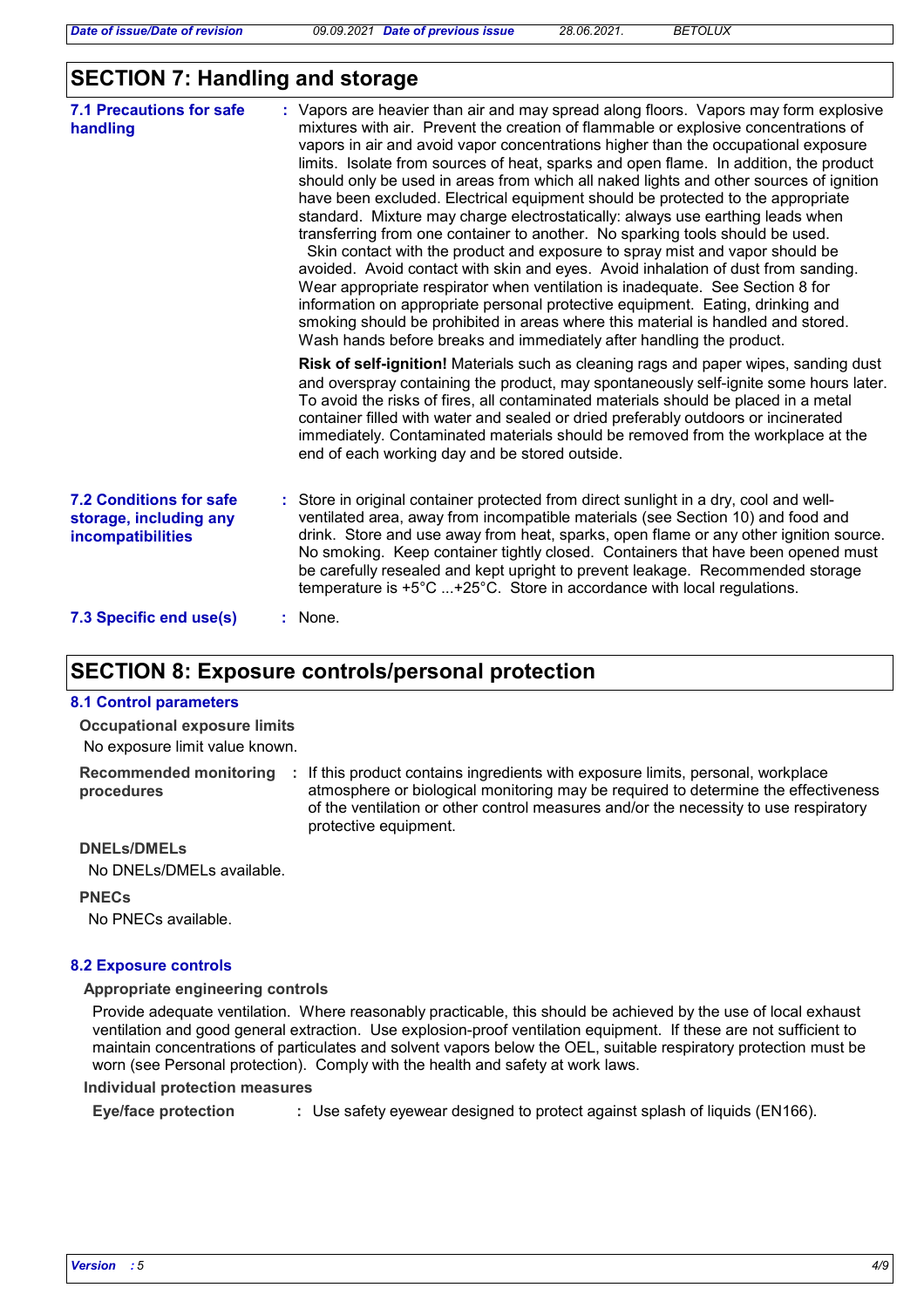## SECTION 7: Handling and storage

**7.1 Precautions for safe handling** : Vapors are heavier than air and may spread along floors. Vapors may form explosive mixtures with air. Prevent the creation of flammable or explosive concentrations of vapors in air and avoid vapor concentrations higher than the occupational exposure limits. Isolate from sources of heat, sparks and open flame. In addition, the product should only be used in areas from which all naked lights and other sources of ignition have been excluded. Electrical equipment should be protected to the appropriate standard. Mixture may charge electrostatically: always use earthing leads when transferring from one container to another. No sparking tools should be used. Skin contact with the product and exposure to spray mist and vapor should be avoided. Avoid contact with skin and eyes. Avoid inhalation of dust from sanding. Wear appropriate respirator when ventilation is inadequate. See Section 8 for information on appropriate personal protective equipment. Eating, drinking and smoking should be prohibited in areas where this material is handled and stored. Wash hands before breaks and immediately after handling the product.

**Risk of self-ignition!** Materials such as cleaning rags and paper wipes, sanding dust and overspray containing the product, may spontaneously self-ignite some hours later. To avoid the risks of fires, all contaminated materials should be placed in a metal container filled with water and sealed or dried preferably outdoors or incinerated immediately. Contaminated materials should be removed from the workplace at the end of each working day and be stored outside.

**7.2 Conditions for safe storage, including any incompatibilities** : Store in original container protected from direct sunlight in a dry, cool and well-ventilated area, away from incompatible materials (see Section 10) and food and drink. Store and use away from heat, sparks, open flame or any other ignition source. No smoking. Keep container tightly closed. Containers that have been opened must be carefully resealed and kept upright to prevent leakage. Recommended storage temperature is +5°C ...+25°C. Store in accordance with local regulations.

**7.3 Specific end use(s)** : None.

## SECTION 8: Exposure controls/personal protection

### 8.1 Control parameters

**Occupational exposure limits**

No exposure limit value known.

**Recommended monitoring procedures** : If this product contains ingredients with exposure limits, personal, workplace atmosphere or biological monitoring may be required to determine the effectiveness of the ventilation or other control measures and/or the necessity to use respiratory protective equipment.

**DNELs/DMELs**

No DNELs/DMELs available.

**PNECs**

No PNECs available.

### 8.2 Exposure controls

**Appropriate engineering controls**

Provide adequate ventilation. Where reasonably practicable, this should be achieved by the use of local exhaust ventilation and good general extraction. Use explosion-proof ventilation equipment. If these are not sufficient to maintain concentrations of particulates and solvent vapors below the OEL, suitable respiratory protection must be worn (see Personal protection). Comply with the health and safety at work laws.

**Individual protection measures**

**Eye/face protection** : Use safety eyewear designed to protect against splash of liquids (EN166).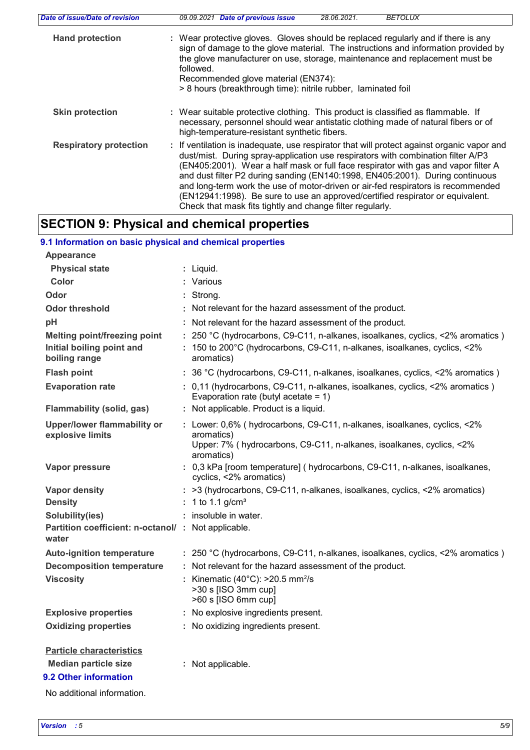| | |
|---|---|
| **Hand protection** | : Wear protective gloves. Gloves should be replaced regularly and if there is any sign of damage to the glove material. The instructions and information provided by the glove manufacturer on use, storage, maintenance and replacement must be followed.<br>Recommended glove material (EN374):<br>> 8 hours (breakthrough time): nitrile rubber, laminated foil |
| **Skin protection** | : Wear suitable protective clothing. This product is classified as flammable. If necessary, personnel should wear antistatic clothing made of natural fibers or of high-temperature-resistant synthetic fibers. |
| **Respiratory protection** | : If ventilation is inadequate, use respirator that will protect against organic vapor and dust/mist. During spray-application use respirators with combination filter A/P3 (EN405:2001). Wear a half mask or full face respirator with gas and vapor filter A and dust filter P2 during sanding (EN140:1998, EN405:2001). During continuous and long-term work the use of motor-driven or air-fed respirators is recommended (EN12941:1998). Be sure to use an approved/certified respirator or equivalent. Check that mask fits tightly and change filter regularly. |

## SECTION 9: Physical and chemical properties

### 9.1 Information on basic physical and chemical properties

| | |
|---|---|
| **Appearance** | |
| **Physical state** | : Liquid. |
| **Color** | : Various |
| **Odor** | : Strong. |
| **Odor threshold** | : Not relevant for the hazard assessment of the product. |
| **pH** | : Not relevant for the hazard assessment of the product. |
| **Melting point/freezing point** | : 250 °C (hydrocarbons, C9-C11, n-alkanes, isoalkanes, cyclics, <2% aromatics ) |
| **Initial boiling point and boiling range** | : 150 to 200°C (hydrocarbons, C9-C11, n-alkanes, isoalkanes, cyclics, <2% aromatics) |
| **Flash point** | : 36 °C (hydrocarbons, C9-C11, n-alkanes, isoalkanes, cyclics, <2% aromatics ) |
| **Evaporation rate** | : 0,11 (hydrocarbons, C9-C11, n-alkanes, isoalkanes, cyclics, <2% aromatics )<br>Evaporation rate (butyl acetate = 1) |
| **Flammability (solid, gas)** | : Not applicable. Product is a liquid. |
| **Upper/lower flammability or explosive limits** | : Lower: 0,6% ( hydrocarbons, C9-C11, n-alkanes, isoalkanes, cyclics, <2% aromatics)<br>Upper: 7% ( hydrocarbons, C9-C11, n-alkanes, isoalkanes, cyclics, <2% aromatics) |
| **Vapor pressure** | : 0,3 kPa [room temperature] ( hydrocarbons, C9-C11, n-alkanes, isoalkanes, cyclics, <2% aromatics) |
| **Vapor density** | : >3 (hydrocarbons, C9-C11, n-alkanes, isoalkanes, cyclics, <2% aromatics) |
| **Density** | : 1 to 1.1 g/cm³ |
| **Solubility(ies)** | : insoluble in water. |
| **Partition coefficient: n-octanol/ water** | : Not applicable. |
| **Auto-ignition temperature** | : 250 °C (hydrocarbons, C9-C11, n-alkanes, isoalkanes, cyclics, <2% aromatics ) |
| **Decomposition temperature** | : Not relevant for the hazard assessment of the product. |
| **Viscosity** | : Kinematic (40°C): >20.5 mm²/s<br>>30 s [ISO 3mm cup]<br>>60 s [ISO 6mm cup] |
| **Explosive properties** | : No explosive ingredients present. |
| **Oxidizing properties** | : No oxidizing ingredients present. |

**Particle characteristics**

| | |
|---|---|
| **Median particle size** | : Not applicable. |

### 9.2 Other information

No additional information.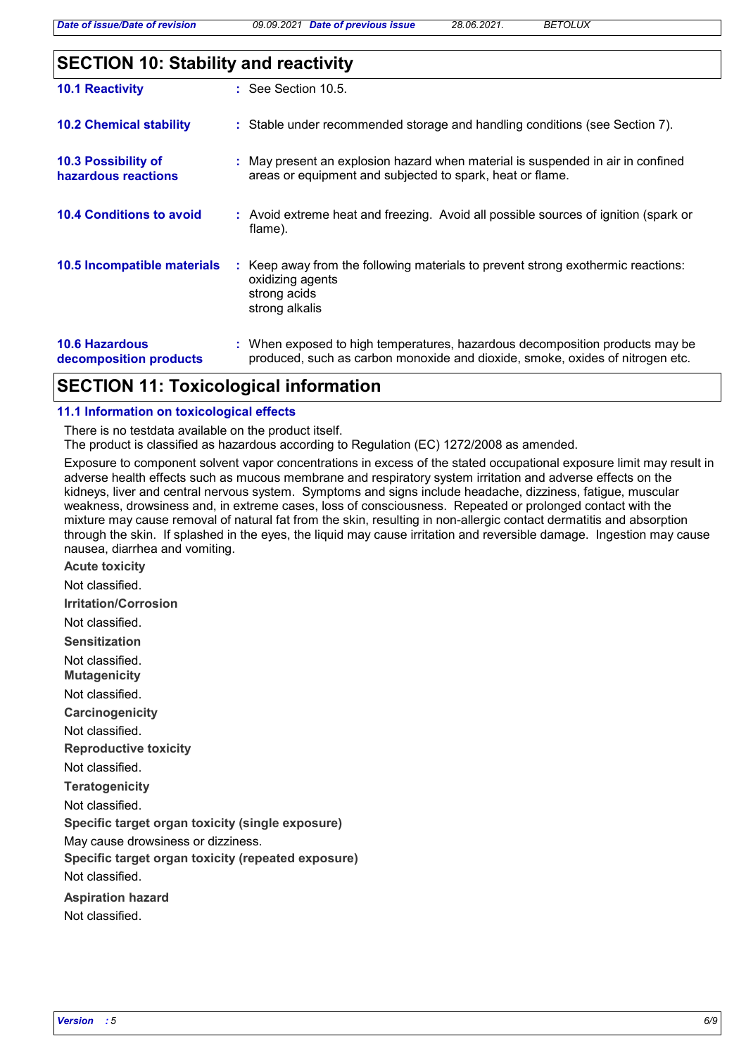## SECTION 10: Stability and reactivity

| | |
|---|---|
| **10.1 Reactivity** | : See Section 10.5. |
| **10.2 Chemical stability** | : Stable under recommended storage and handling conditions (see Section 7). |
| **10.3 Possibility of hazardous reactions** | : May present an explosion hazard when material is suspended in air in confined areas or equipment and subjected to spark, heat or flame. |
| **10.4 Conditions to avoid** | : Avoid extreme heat and freezing. Avoid all possible sources of ignition (spark or flame). |
| **10.5 Incompatible materials** | : Keep away from the following materials to prevent strong exothermic reactions: oxidizing agents<br>strong acids<br>strong alkalis |
| **10.6 Hazardous decomposition products** | : When exposed to high temperatures, hazardous decomposition products may be produced, such as carbon monoxide and dioxide, smoke, oxides of nitrogen etc. |

## SECTION 11: Toxicological information

### 11.1 Information on toxicological effects

There is no testdata available on the product itself.
The product is classified as hazardous according to Regulation (EC) 1272/2008 as amended.

Exposure to component solvent vapor concentrations in excess of the stated occupational exposure limit may result in adverse health effects such as mucous membrane and respiratory system irritation and adverse effects on the kidneys, liver and central nervous system. Symptoms and signs include headache, dizziness, fatigue, muscular weakness, drowsiness and, in extreme cases, loss of consciousness. Repeated or prolonged contact with the mixture may cause removal of natural fat from the skin, resulting in non-allergic contact dermatitis and absorption through the skin. If splashed in the eyes, the liquid may cause irritation and reversible damage. Ingestion may cause nausea, diarrhea and vomiting.

**Acute toxicity**

Not classified.

**Irritation/Corrosion**

Not classified.

**Sensitization**

Not classified.

**Mutagenicity**

Not classified.

**Carcinogenicity**

Not classified.

**Reproductive toxicity**

Not classified.

**Teratogenicity**

Not classified.

**Specific target organ toxicity (single exposure)**

May cause drowsiness or dizziness.

**Specific target organ toxicity (repeated exposure)**

Not classified.

**Aspiration hazard**

Not classified.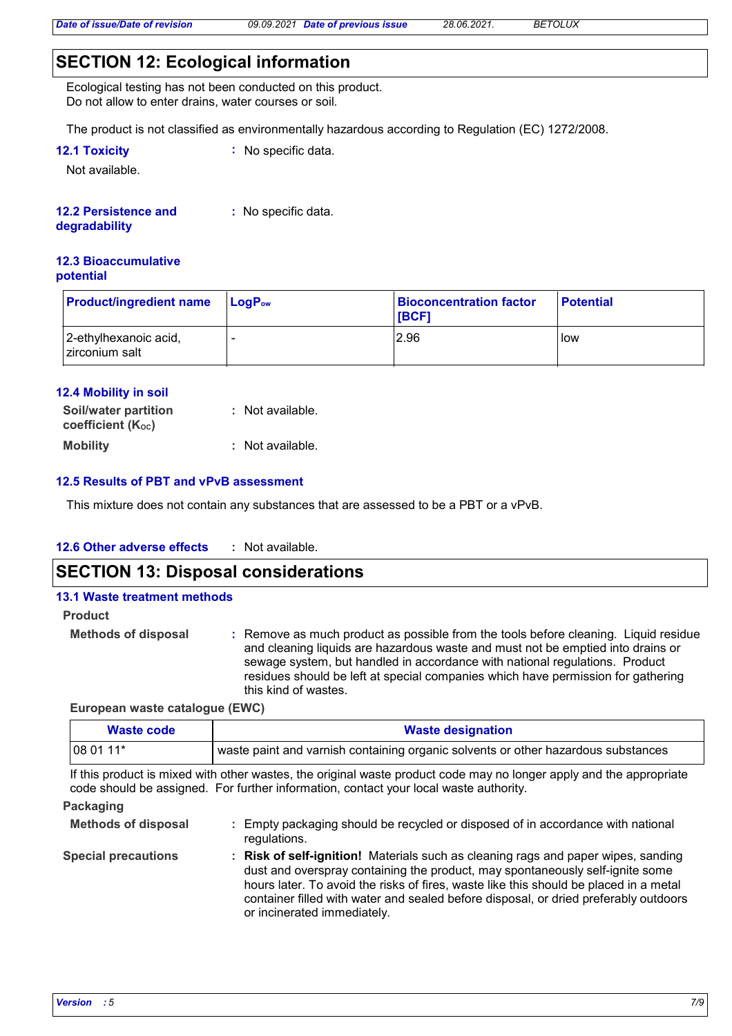## SECTION 12: Ecological information

Ecological testing has not been conducted on this product.
Do not allow to enter drains, water courses or soil.

The product is not classified as environmentally hazardous according to Regulation (EC) 1272/2008.

### 12.1 Toxicity

: No specific data.

Not available.

### 12.2 Persistence and degradability

: No specific data.

### 12.3 Bioaccumulative potential

| Product/ingredient name | $LogP_{ow}$ | Bioconcentration factor [BCF] | Potential |
|---|---|---|---|
| 2-ethylhexanoic acid, zirconium salt | - | 2.96 | low |

### 12.4 Mobility in soil

**Soil/water partition coefficient ($K_{OC}$)** : Not available.

**Mobility** : Not available.

### 12.5 Results of PBT and vPvB assessment

This mixture does not contain any substances that are assessed to be a PBT or a vPvB.

### 12.6 Other adverse effects

: Not available.

## SECTION 13: Disposal considerations

### 13.1 Waste treatment methods

**Product**

**Methods of disposal** : Remove as much product as possible from the tools before cleaning. Liquid residue and cleaning liquids are hazardous waste and must not be emptied into drains or sewage system, but handled in accordance with national regulations. Product residues should be left at special companies which have permission for gathering this kind of wastes.

**European waste catalogue (EWC)**

| Waste code | Waste designation |
|---|---|
| 08 01 11* | waste paint and varnish containing organic solvents or other hazardous substances |

If this product is mixed with other wastes, the original waste product code may no longer apply and the appropriate code should be assigned. For further information, contact your local waste authority.

**Packaging**

**Methods of disposal** : Empty packaging should be recycled or disposed of in accordance with national regulations.

**Special precautions** : **Risk of self-ignition!** Materials such as cleaning rags and paper wipes, sanding dust and overspray containing the product, may spontaneously self-ignite some hours later. To avoid the risks of fires, waste like this should be placed in a metal container filled with water and sealed before disposal, or dried preferably outdoors or incinerated immediately.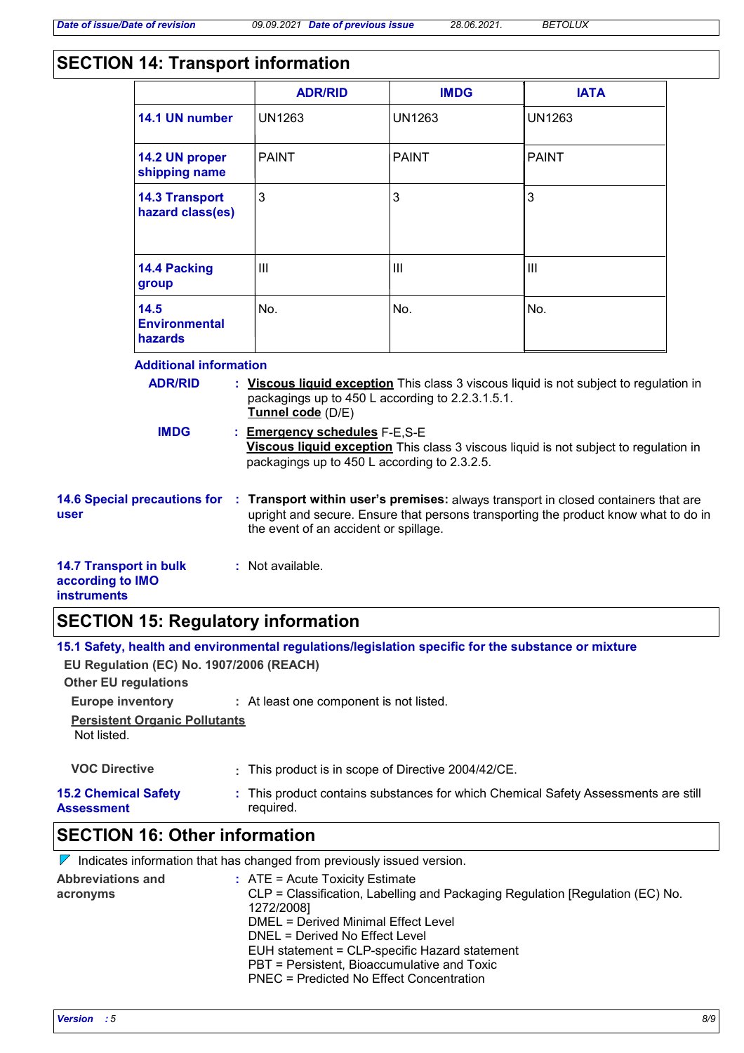## SECTION 14: Transport information

| | ADR/RID | IMDG | IATA |
|---|---|---|---|
| **14.1 UN number** | UN1263 | UN1263 | UN1263 |
| **14.2 UN proper shipping name** | PAINT | PAINT | PAINT |
| **14.3 Transport hazard class(es)** | 3 | 3 | 3 |
| **14.4 Packing group** | III | III | III |
| **14.5 Environmental hazards** | No. | No. | No. |

**Additional information**

**ADR/RID** : **Viscous liquid exception** This class 3 viscous liquid is not subject to regulation in packagings up to 450 L according to 2.2.3.1.5.1.
**Tunnel code** (D/E)

**IMDG** : **Emergency schedules** F-E,S-E
**Viscous liquid exception** This class 3 viscous liquid is not subject to regulation in packagings up to 450 L according to 2.3.2.5.

**14.6 Special precautions for user** : **Transport within user's premises:** always transport in closed containers that are upright and secure. Ensure that persons transporting the product know what to do in the event of an accident or spillage.

**14.7 Transport in bulk according to IMO instruments** : Not available.

## SECTION 15: Regulatory information

**15.1 Safety, health and environmental regulations/legislation specific for the substance or mixture**

**EU Regulation (EC) No. 1907/2006 (REACH)**

**Other EU regulations**

**Europe inventory** : At least one component is not listed.

**Persistent Organic Pollutants**
Not listed.

**VOC Directive** : This product is in scope of Directive 2004/42/CE.

**15.2 Chemical Safety Assessment** : This product contains substances for which Chemical Safety Assessments are still required.

## SECTION 16: Other information

Indicates information that has changed from previously issued version.

**Abbreviations and acronyms** : ATE = Acute Toxicity Estimate
CLP = Classification, Labelling and Packaging Regulation [Regulation (EC) No. 1272/2008]
DMEL = Derived Minimal Effect Level
DNEL = Derived No Effect Level
EUH statement = CLP-specific Hazard statement
PBT = Persistent, Bioaccumulative and Toxic
PNEC = Predicted No Effect Concentration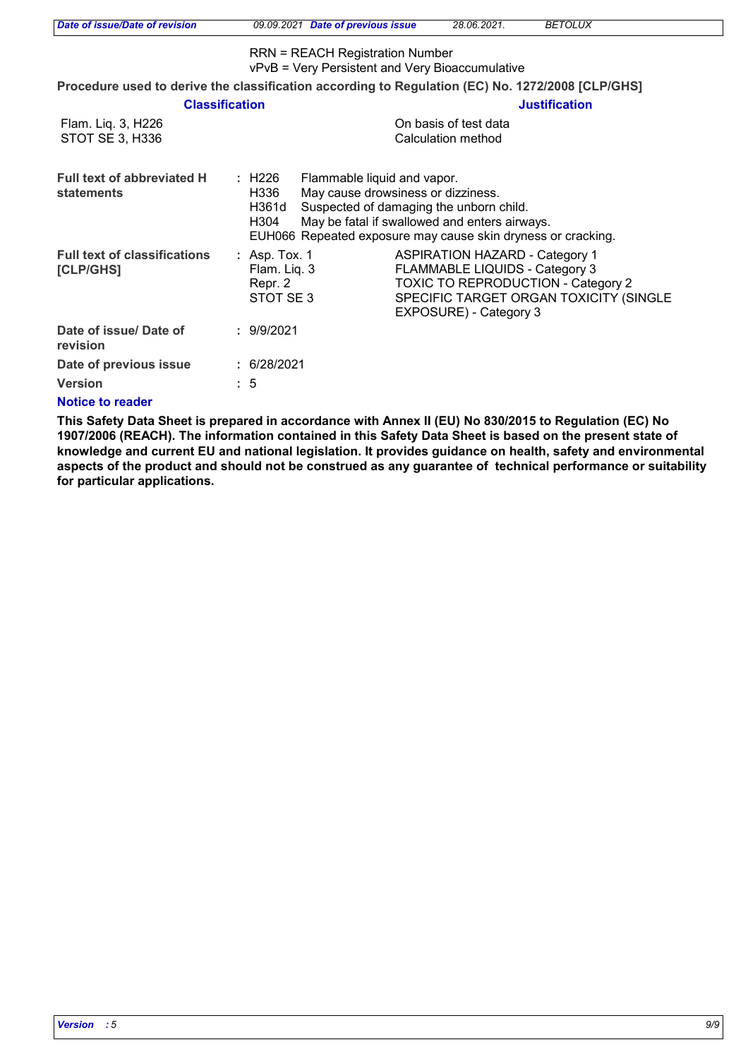RRN = REACH Registration Number
vPvB = Very Persistent and Very Bioaccumulative

**Procedure used to derive the classification according to Regulation (EC) No. 1272/2008 [CLP/GHS]**

| Classification | Justification |
|---|---|
| Flam. Liq. 3, H226 | On basis of test data |
| STOT SE 3, H336 | Calculation method |

| | | |
|---|---|---|
| **Full text of abbreviated H statements** | : H226 | Flammable liquid and vapor. |
| | H336 | May cause drowsiness or dizziness. |
| | H361d | Suspected of damaging the unborn child. |
| | H304 | May be fatal if swallowed and enters airways. |
| | EUH066 | Repeated exposure may cause skin dryness or cracking. |
| **Full text of classifications [CLP/GHS]** | : Asp. Tox. 1 | ASPIRATION HAZARD - Category 1 |
| | Flam. Liq. 3 | FLAMMABLE LIQUIDS - Category 3 |
| | Repr. 2 | TOXIC TO REPRODUCTION - Category 2 |
| | STOT SE 3 | SPECIFIC TARGET ORGAN TOXICITY (SINGLE EXPOSURE) - Category 3 |
| **Date of issue/ Date of revision** | : 9/9/2021 | |
| **Date of previous issue** | : 6/28/2021 | |
| **Version** | : 5 | |

## Notice to reader

**This Safety Data Sheet is prepared in accordance with Annex II (EU) No 830/2015 to Regulation (EC) No 1907/2006 (REACH). The information contained in this Safety Data Sheet is based on the present state of knowledge and current EU and national legislation. It provides guidance on health, safety and environmental aspects of the product and should not be construed as any guarantee of technical performance or suitability for particular applications.**